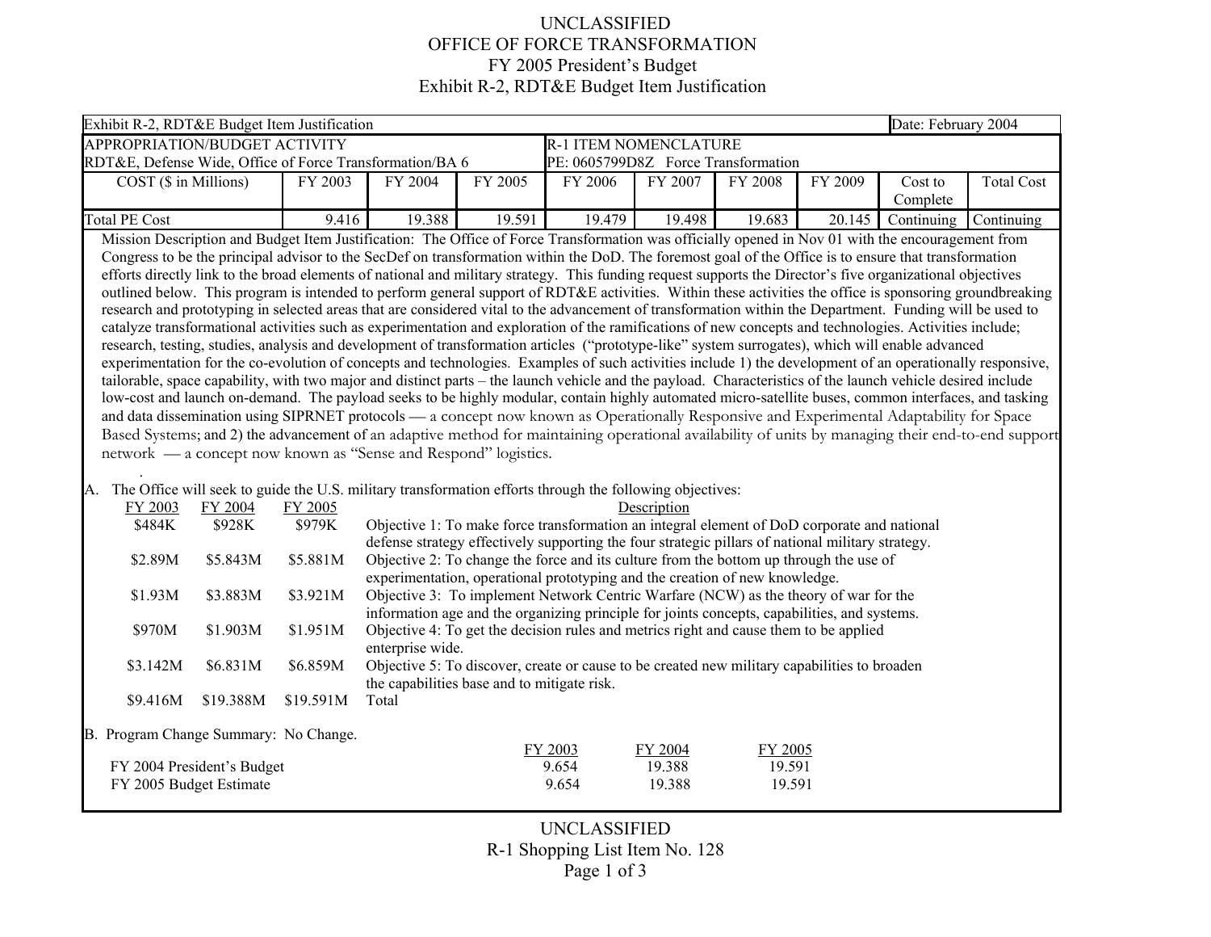UNCLASSIFIED

# OFFICE OF FORCE TRANSFORMATION

## FY 2005 President's Budget

## Exhibit R-2, RDT&E Budget Item Justification

| Exhibit R-2, RDT&E Budget Item Justification | | | | | | | | | Date: February 2004 |
|---|---|---|---|---|---|---|---|---|---|
| APPROPRIATION/BUDGET ACTIVITY<br>RDT&E, Defense Wide, Office of Force Transformation/BA 6 | | | | R-1 ITEM NOMENCLATURE<br>PE: 0605799D8Z Force Transformation | | | | | |
| COST ($ in Millions) | FY 2003 | FY 2004 | FY 2005 | FY 2006 | FY 2007 | FY 2008 | FY 2009 | Cost to Complete | Total Cost |
| Total PE Cost | 9.416 | 19.388 | 19.591 | 19.479 | 19.498 | 19.683 | 20.145 | Continuing | Continuing |

Mission Description and Budget Item Justification: The Office of Force Transformation was officially opened in Nov 01 with the encouragement from Congress to be the principal advisor to the SecDef on transformation within the DoD. The foremost goal of the Office is to ensure that transformation efforts directly link to the broad elements of national and military strategy. This funding request supports the Director's five organizational objectives outlined below. This program is intended to perform general support of RDT&E activities. Within these activities the office is sponsoring groundbreaking research and prototyping in selected areas that are considered vital to the advancement of transformation within the Department. Funding will be used to catalyze transformational activities such as experimentation and exploration of the ramifications of new concepts and technologies. Activities include; research, testing, studies, analysis and development of transformation articles ("prototype-like" system surrogates), which will enable advanced experimentation for the co-evolution of concepts and technologies. Examples of such activities include 1) the development of an operationally responsive, tailorable, space capability, with two major and distinct parts – the launch vehicle and the payload. Characteristics of the launch vehicle desired include low-cost and launch on-demand. The payload seeks to be highly modular, contain highly automated micro-satellite buses, common interfaces, and tasking and data dissemination using SIPRNET protocols — a concept now known as Operationally Responsive and Experimental Adaptability for Space Based Systems; and 2) the advancement of an adaptive method for maintaining operational availability of units by managing their end-to-end support network — a concept now known as "Sense and Respond" logistics.

A. The Office will seek to guide the U.S. military transformation efforts through the following objectives:

| FY 2003 | FY 2004 | FY 2005 | Description |
|---|---|---|---|
| $484K | $928K | $979K | Objective 1: To make force transformation an integral element of DoD corporate and national defense strategy effectively supporting the four strategic pillars of national military strategy. |
| $2.89M | $5.843M | $5.881M | Objective 2: To change the force and its culture from the bottom up through the use of experimentation, operational prototyping and the creation of new knowledge. |
| $1.93M | $3.883M | $3.921M | Objective 3: To implement Network Centric Warfare (NCW) as the theory of war for the information age and the organizing principle for joints concepts, capabilities, and systems. |
| $970M | $1.903M | $1.951M | Objective 4: To get the decision rules and metrics right and cause them to be applied enterprise wide. |
| $3.142M | $6.831M | $6.859M | Objective 5: To discover, create or cause to be created new military capabilities to broaden the capabilities base and to mitigate risk. |
| $9.416M | $19.388M | $19.591M | Total |

B. Program Change Summary: No Change.

| | FY 2003 | FY 2004 | FY 2005 |
|---|---|---|---|
| FY 2004 President's Budget | 9.654 | 19.388 | 19.591 |
| FY 2005 Budget Estimate | 9.654 | 19.388 | 19.591 |

UNCLASSIFIED

R-1 Shopping List Item No. 128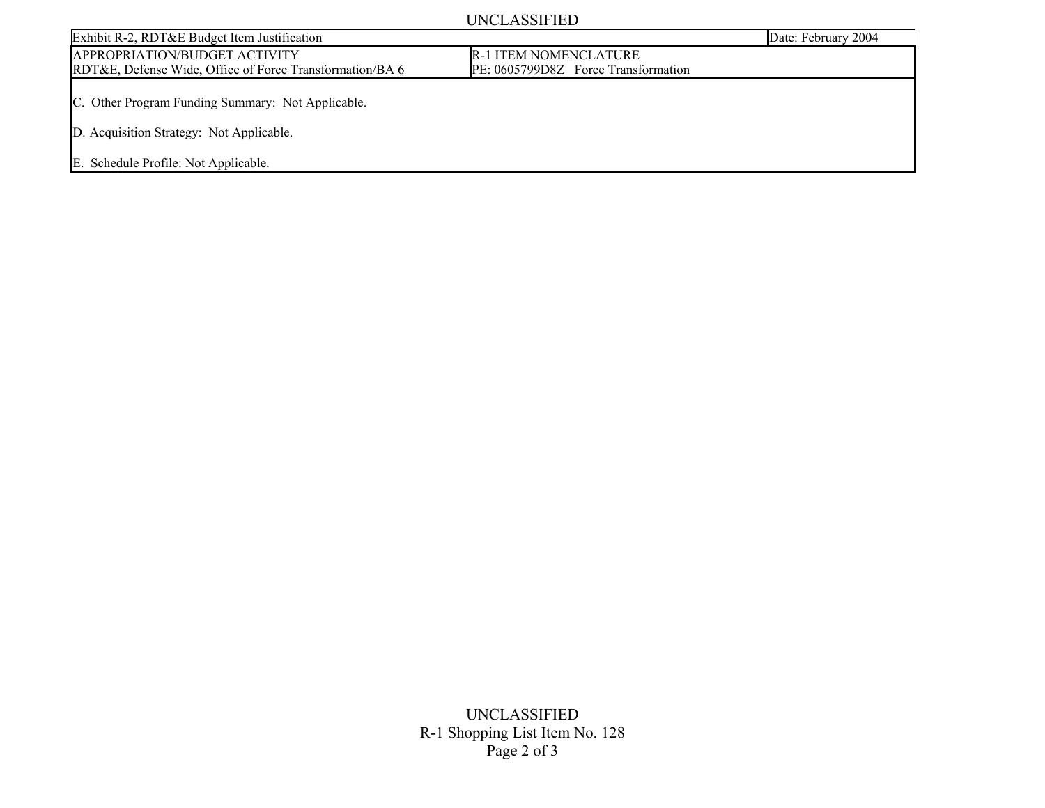| Exhibit R-2, RDT&E Budget Item Justification | | Date: February 2004 |
| --- | --- | --- |
| APPROPRIATION/BUDGET ACTIVITY<br>RDT&E, Defense Wide, Office of Force Transformation/BA 6 | R-1 ITEM NOMENCLATURE<br>PE: 0605799D8Z Force Transformation | |

C. Other Program Funding Summary: Not Applicable.

D. Acquisition Strategy: Not Applicable.

E. Schedule Profile: Not Applicable.

R-1 Shopping List Item No. 128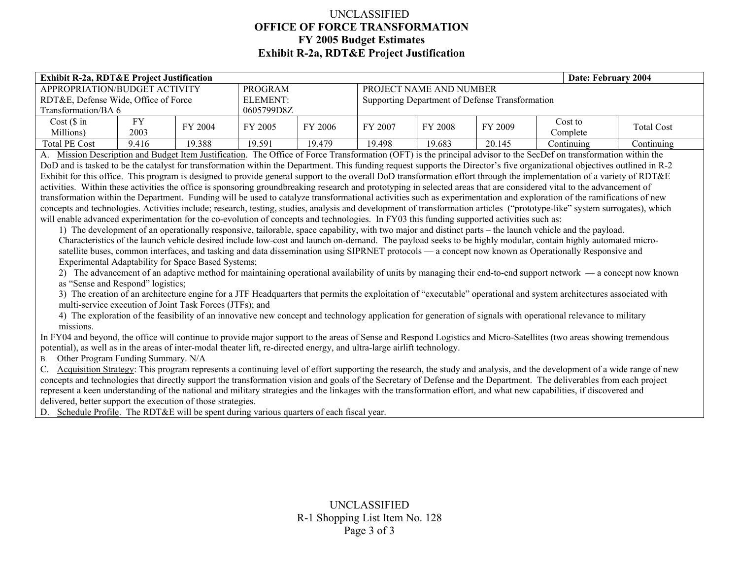UNCLASSIFIED

**OFFICE OF FORCE TRANSFORMATION**

**FY 2005 Budget Estimates**

**Exhibit R-2a, RDT&E Project Justification**

| **Exhibit R-2a, RDT&E Project Justification** | | | | | | | | **Date: February 2004** | |
|---|---|---|---|---|---|---|---|---|---|
| APPROPRIATION/BUDGET ACTIVITY<br>RDT&E, Defense Wide, Office of Force Transformation/BA 6 | | | PROGRAM ELEMENT:<br>0605799D8Z | | PROJECT NAME AND NUMBER<br>Supporting Department of Defense Transformation | | | | |
| Cost ($ in Millions) | FY 2003 | FY 2004 | FY 2005 | FY 2006 | FY 2007 | FY 2008 | FY 2009 | Cost to Complete | Total Cost |
| Total PE Cost | 9.416 | 19.388 | 19.591 | 19.479 | 19.498 | 19.683 | 20.145 | Continuing | Continuing |

A. Mission Description and Budget Item Justification. The Office of Force Transformation (OFT) is the principal advisor to the SecDef on transformation within the DoD and is tasked to be the catalyst for transformation within the Department. This funding request supports the Director's five organizational objectives outlined in R-2 Exhibit for this office. This program is designed to provide general support to the overall DoD transformation effort through the implementation of a variety of RDT&E activities. Within these activities the office is sponsoring groundbreaking research and prototyping in selected areas that are considered vital to the advancement of transformation within the Department. Funding will be used to catalyze transformational activities such as experimentation and exploration of the ramifications of new concepts and technologies. Activities include; research, testing, studies, analysis and development of transformation articles ("prototype-like" system surrogates), which will enable advanced experimentation for the co-evolution of concepts and technologies. In FY03 this funding supported activities such as:

1) The development of an operationally responsive, tailorable, space capability, with two major and distinct parts – the launch vehicle and the payload. Characteristics of the launch vehicle desired include low-cost and launch on-demand. The payload seeks to be highly modular, contain highly automated micro-satellite buses, common interfaces, and tasking and data dissemination using SIPRNET protocols — a concept now known as Operationally Responsive and Experimental Adaptability for Space Based Systems;
2) The advancement of an adaptive method for maintaining operational availability of units by managing their end-to-end support network — a concept now known as "Sense and Respond" logistics;
3) The creation of an architecture engine for a JTF Headquarters that permits the exploitation of "executable" operational and system architectures associated with multi-service execution of Joint Task Forces (JTFs); and
4) The exploration of the feasibility of an innovative new concept and technology application for generation of signals with operational relevance to military missions.

In FY04 and beyond, the office will continue to provide major support to the areas of Sense and Respond Logistics and Micro-Satellites (two areas showing tremendous potential), as well as in the areas of inter-modal theater lift, re-directed energy, and ultra-large airlift technology.

B. Other Program Funding Summary. N/A

C. Acquisition Strategy: This program represents a continuing level of effort supporting the research, the study and analysis, and the development of a wide range of new concepts and technologies that directly support the transformation vision and goals of the Secretary of Defense and the Department. The deliverables from each project represent a keen understanding of the national and military strategies and the linkages with the transformation effort, and what new capabilities, if discovered and delivered, better support the execution of those strategies.

D. Schedule Profile. The RDT&E will be spent during various quarters of each fiscal year.

UNCLASSIFIED

R-1 Shopping List Item No. 128